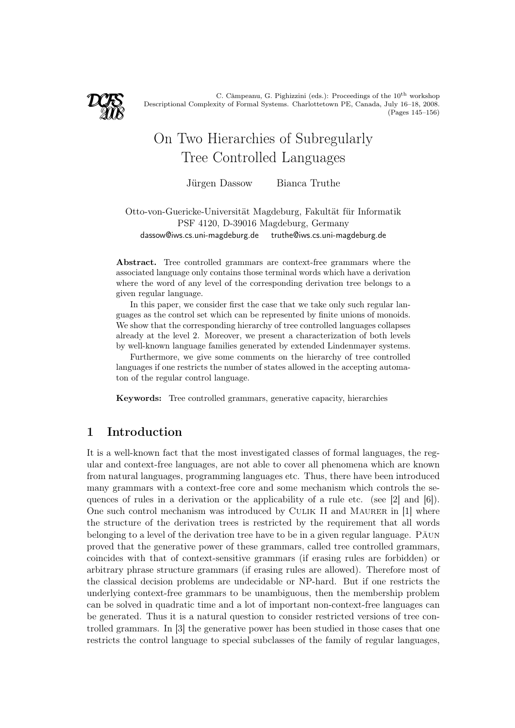C. Câmpeanu, G. Pighizzini (eds.): Proceedings of the 10th workshop Descriptional Complexity of Formal Systems. Charlottetown PE, Canada, July 16–18, 2008.

# On Two Hierarchies of Subregularly Tree Controlled Languages

Jürgen Dassow Bianca Truthe

Otto-von-Guericke-Universität Magdeburg, Fakultät für Informatik
PSF 4120, D-39016 Magdeburg, Germany
dassow@iws.cs.uni-magdeburg.de truthe@iws.cs.uni-magdeburg.de

**Abstract.** Tree controlled grammars are context-free grammars where the associated language only contains those terminal words which have a derivation where the word of any level of the corresponding derivation tree belongs to a given regular language.

In this paper, we consider first the case that we take only such regular languages as the control set which can be represented by finite unions of monoids. We show that the corresponding hierarchy of tree controlled languages collapses already at the level 2. Moreover, we present a characterization of both levels by well-known language families generated by extended Lindenmayer systems.

Furthermore, we give some comments on the hierarchy of tree controlled languages if one restricts the number of states allowed in the accepting automaton of the regular control language.

**Keywords:** Tree controlled grammars, generative capacity, hierarchies

## 1 Introduction

It is a well-known fact that the most investigated classes of formal languages, the regular and context-free languages, are not able to cover all phenomena which are known from natural languages, programming languages etc. Thus, there have been introduced many grammars with a context-free core and some mechanism which controls the sequences of rules in a derivation or the applicability of a rule etc. (see [2] and [6]). One such control mechanism was introduced by Culik II and Maurer in [1] where the structure of the derivation trees is restricted by the requirement that all words belonging to a level of the derivation tree have to be in a given regular language. Păun proved that the generative power of these grammars, called tree controlled grammars, coincides with that of context-sensitive grammars (if erasing rules are forbidden) or arbitrary phrase structure grammars (if erasing rules are allowed). Therefore most of the classical decision problems are undecidable or NP-hard. But if one restricts the underlying context-free grammars to be unambiguous, then the membership problem can be solved in quadratic time and a lot of important non-context-free languages can be generated. Thus it is a natural question to consider restricted versions of tree controlled grammars. In [3] the generative power has been studied in those cases that one restricts the control language to special subclasses of the family of regular languages,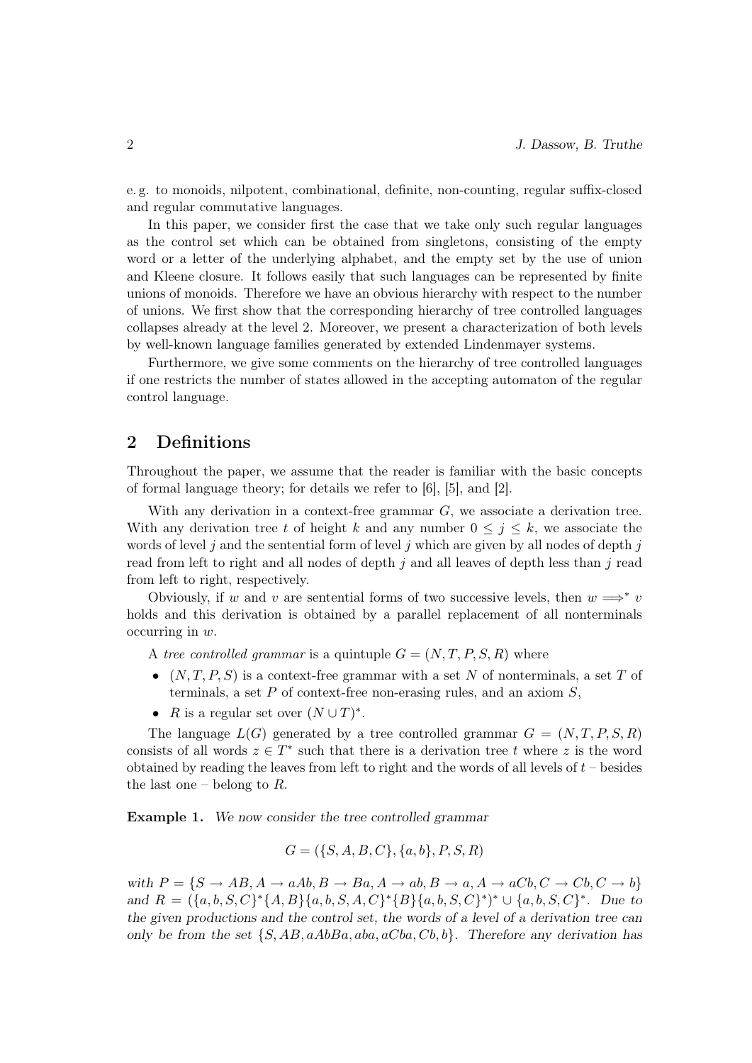e. g. to monoids, nilpotent, combinational, definite, non-counting, regular suffix-closed and regular commutative languages.

In this paper, we consider first the case that we take only such regular languages as the control set which can be obtained from singletons, consisting of the empty word or a letter of the underlying alphabet, and the empty set by the use of union and Kleene closure. It follows easily that such languages can be represented by finite unions of monoids. Therefore we have an obvious hierarchy with respect to the number of unions. We first show that the corresponding hierarchy of tree controlled languages collapses already at the level 2. Moreover, we present a characterization of both levels by well-known language families generated by extended Lindenmayer systems.

Furthermore, we give some comments on the hierarchy of tree controlled languages if one restricts the number of states allowed in the accepting automaton of the regular control language.

## 2 Definitions

Throughout the paper, we assume that the reader is familiar with the basic concepts of formal language theory; for details we refer to [6], [5], and [2].

With any derivation in a context-free grammar $G$, we associate a derivation tree. With any derivation tree $t$ of height $k$ and any number $0 \leq j \leq k$, we associate the words of level $j$ and the sentential form of level $j$ which are given by all nodes of depth $j$ read from left to right and all nodes of depth $j$ and all leaves of depth less than $j$ read from left to right, respectively.

Obviously, if $w$ and $v$ are sentential forms of two successive levels, then $w \Longrightarrow^* v$ holds and this derivation is obtained by a parallel replacement of all nonterminals occurring in $w$.

A *tree controlled grammar* is a quintuple $G = (N, T, P, S, R)$ where

- $(N, T, P, S)$ is a context-free grammar with a set $N$ of nonterminals, a set $T$ of terminals, a set $P$ of context-free non-erasing rules, and an axiom $S$,
- $R$ is a regular set over $(N \cup T)^*$.

The language $L(G)$ generated by a tree controlled grammar $G = (N, T, P, S, R)$ consists of all words $z \in T^*$ such that there is a derivation tree $t$ where $z$ is the word obtained by reading the leaves from left to right and the words of all levels of $t$ – besides the last one – belong to $R$.

**Example 1.** *We now consider the tree controlled grammar*

$$G = (\{S, A, B, C\}, \{a, b\}, P, S, R)$$

*with* $P = \{S \to AB, A \to aAb, B \to Ba, A \to ab, B \to a, A \to aCb, C \to Cb, C \to b\}$ *and* $R = (\{a, b, S, C\}^*\{A, B\}\{a, b, S, A, C\}^*\{B\}\{a, b, S, C\}^*)^* \cup \{a, b, S, C\}^*$*. Due to the given productions and the control set, the words of a level of a derivation tree can only be from the set* $\{S, AB, aAbBa, aba, aCba, Cb, b\}$*. Therefore any derivation has*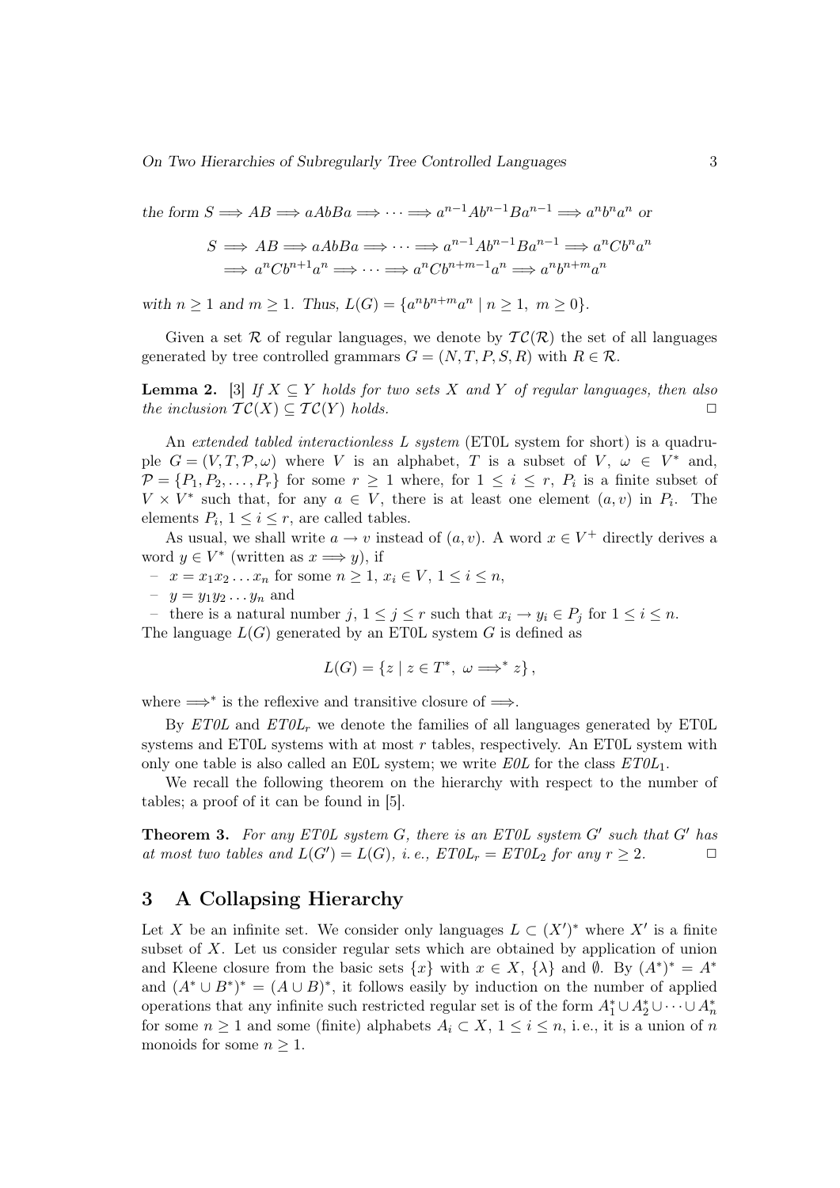*the form* $S \Longrightarrow AB \Longrightarrow aAbBa \Longrightarrow \cdots \Longrightarrow a^{n-1}Ab^{n-1}Ba^{n-1} \Longrightarrow a^nb^na^n$ *or*

$$S \Longrightarrow AB \Longrightarrow aAbBa \Longrightarrow \cdots \Longrightarrow a^{n-1}Ab^{n-1}Ba^{n-1} \Longrightarrow a^nCb^na^n$$
$$\Longrightarrow a^nCb^{n+1}a^n \Longrightarrow \cdots \Longrightarrow a^nCb^{n+m-1}a^n \Longrightarrow a^nb^{n+m}a^n$$

*with* $n \geq 1$ *and* $m \geq 1$*. Thus,* $L(G) = \{a^nb^{n+m}a^n \mid n \geq 1,\ m \geq 0\}$*.*

Given a set $\mathcal{R}$ of regular languages, we denote by $\mathcal{TC}(\mathcal{R})$ the set of all languages generated by tree controlled grammars $G = (N, T, P, S, R)$ with $R \in \mathcal{R}$.

**Lemma 2.** [3] *If* $X \subseteq Y$ *holds for two sets* $X$ *and* $Y$ *of regular languages, then also the inclusion* $\mathcal{TC}(X) \subseteq \mathcal{TC}(Y)$ *holds.* □

An *extended tabled interactionless L system* (ET0L system for short) is a quadruple $G = (V, T, \mathcal{P}, \omega)$ where $V$ is an alphabet, $T$ is a subset of $V$, $\omega \in V^*$ and, $\mathcal{P} = \{P_1, P_2, \ldots, P_r\}$ for some $r \geq 1$ where, for $1 \leq i \leq r$, $P_i$ is a finite subset of $V \times V^*$ such that, for any $a \in V$, there is at least one element $(a, v)$ in $P_i$. The elements $P_i$, $1 \leq i \leq r$, are called tables.

As usual, we shall write $a \to v$ instead of $(a, v)$. A word $x \in V^+$ directly derives a word $y \in V^*$ (written as $x \Longrightarrow y$), if

– $x = x_1x_2 \ldots x_n$ for some $n \geq 1$, $x_i \in V$, $1 \leq i \leq n$,
– $y = y_1y_2 \ldots y_n$ and
– there is a natural number $j$, $1 \leq j \leq r$ such that $x_i \to y_i \in P_j$ for $1 \leq i \leq n$.

The language $L(G)$ generated by an ET0L system $G$ is defined as

$$L(G) = \{z \mid z \in T^*,\ \omega \Longrightarrow^* z\},$$

where $\Longrightarrow^*$ is the reflexive and transitive closure of $\Longrightarrow$.

By *ET0L* and *ET0L*$_r$ we denote the families of all languages generated by ET0L systems and ET0L systems with at most $r$ tables, respectively. An ET0L system with only one table is also called an E0L system; we write *E0L* for the class *ET0L*$_1$.

We recall the following theorem on the hierarchy with respect to the number of tables; a proof of it can be found in [5].

**Theorem 3.** *For any ET0L system* $G$*, there is an ET0L system* $G'$ *such that* $G'$ *has at most two tables and* $L(G') = L(G)$*, i. e., ET0L*$_r$ *= ET0L*$_2$ *for any* $r \geq 2$*.* □

## 3 A Collapsing Hierarchy

Let $X$ be an infinite set. We consider only languages $L \subset (X')^*$ where $X'$ is a finite subset of $X$. Let us consider regular sets which are obtained by application of union and Kleene closure from the basic sets $\{x\}$ with $x \in X$, $\{\lambda\}$ and $\emptyset$. By $(A^*)^* = A^*$ and $(A^* \cup B^*)^* = (A \cup B)^*$, it follows easily by induction on the number of applied operations that any infinite such restricted regular set is of the form $A_1^* \cup A_2^* \cup \cdots \cup A_n^*$ for some $n \geq 1$ and some (finite) alphabets $A_i \subset X$, $1 \leq i \leq n$, i. e., it is a union of $n$ monoids for some $n \geq 1$.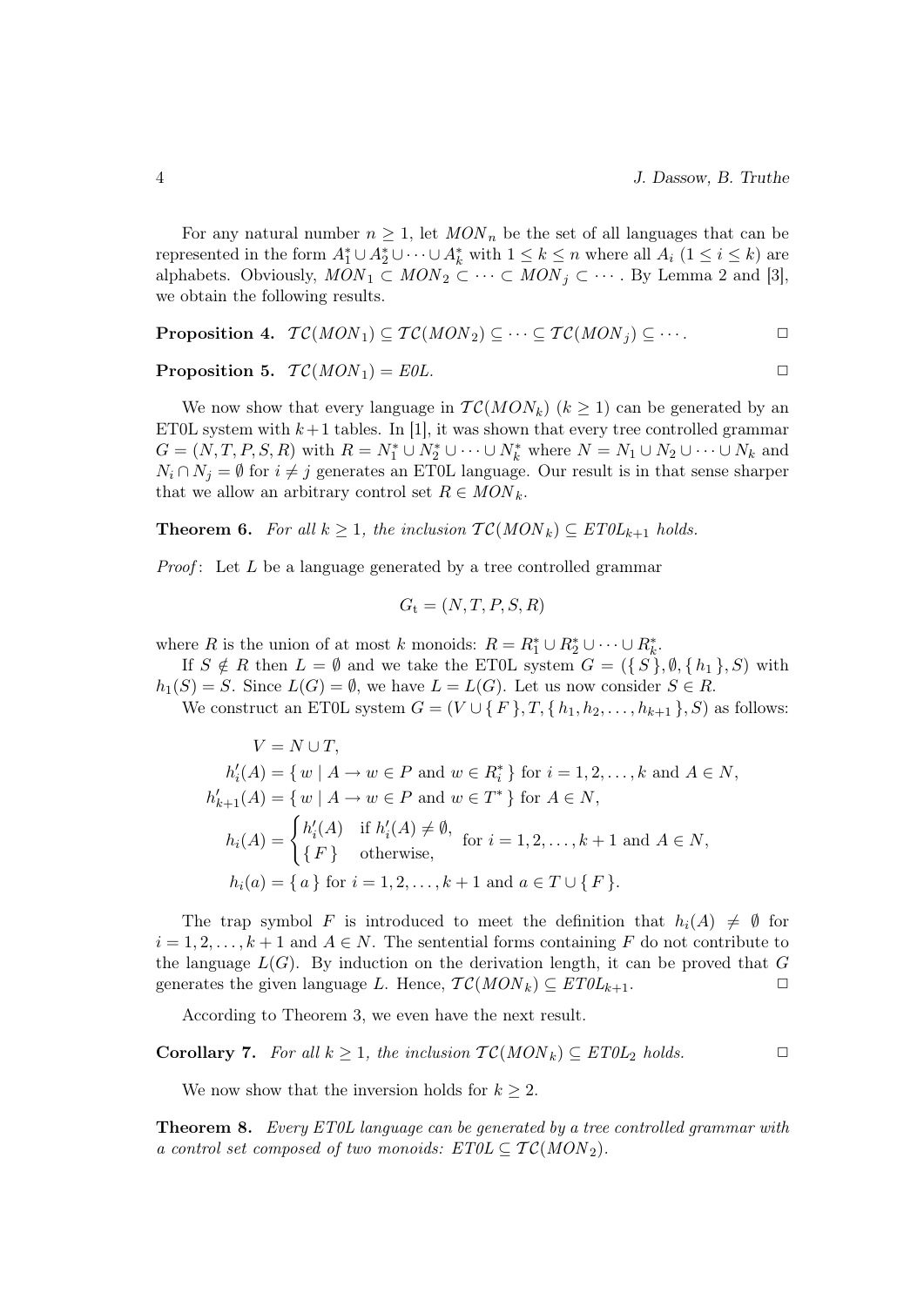For any natural number $n \geq 1$, let $MON_n$ be the set of all languages that can be represented in the form $A_1^* \cup A_2^* \cup \cdots \cup A_k^*$ with $1 \leq k \leq n$ where all $A_i$ ($1 \leq i \leq k$) are alphabets. Obviously, $MON_1 \subset MON_2 \subset \cdots \subset MON_j \subset \cdots$. By Lemma 2 and [3], we obtain the following results.

**Proposition 4.** $\mathcal{TC}(MON_1) \subseteq \mathcal{TC}(MON_2) \subseteq \cdots \subseteq \mathcal{TC}(MON_j) \subseteq \cdots$. □

**Proposition 5.** $\mathcal{TC}(MON_1) = E0L$. □

We now show that every language in $\mathcal{TC}(MON_k)$ ($k \geq 1$) can be generated by an ET0L system with $k+1$ tables. In [1], it was shown that every tree controlled grammar $G = (N, T, P, S, R)$ with $R = N_1^* \cup N_2^* \cup \cdots \cup N_k^*$ where $N = N_1 \cup N_2 \cup \cdots \cup N_k$ and $N_i \cap N_j = \emptyset$ for $i \neq j$ generates an ET0L language. Our result is in that sense sharper that we allow an arbitrary control set $R \in MON_k$.

**Theorem 6.** *For all $k \geq 1$, the inclusion $\mathcal{TC}(MON_k) \subseteq ET0L_{k+1}$ holds.*

*Proof*: Let $L$ be a language generated by a tree controlled grammar

$$G_{\mathrm{t}} = (N, T, P, S, R)$$

where $R$ is the union of at most $k$ monoids: $R = R_1^* \cup R_2^* \cup \cdots \cup R_k^*$.

If $S \notin R$ then $L = \emptyset$ and we take the ET0L system $G = (\{ S \}, \emptyset, \{ h_1 \}, S)$ with $h_1(S) = S$. Since $L(G) = \emptyset$, we have $L = L(G)$. Let us now consider $S \in R$.

We construct an ET0L system $G = (V \cup \{ F \}, T, \{ h_1, h_2, \ldots, h_{k+1} \}, S)$ as follows:

$$
\begin{aligned}
V &= N \cup T,\\
h'_i(A) &= \{ w \mid A \to w \in P \text{ and } w \in R_i^* \} \text{ for } i = 1, 2, \ldots, k \text{ and } A \in N,\\
h'_{k+1}(A) &= \{ w \mid A \to w \in P \text{ and } w \in T^* \} \text{ for } A \in N,\\
h_i(A) &= \begin{cases} h'_i(A) & \text{if } h'_i(A) \neq \emptyset,\\ \{ F \} & \text{otherwise,} \end{cases} \quad \text{for } i = 1, 2, \ldots, k+1 \text{ and } A \in N,\\
h_i(a) &= \{ a \} \text{ for } i = 1, 2, \ldots, k+1 \text{ and } a \in T \cup \{ F \}.
\end{aligned}
$$

The trap symbol $F$ is introduced to meet the definition that $h_i(A) \neq \emptyset$ for $i = 1, 2, \ldots, k+1$ and $A \in N$. The sentential forms containing $F$ do not contribute to the language $L(G)$. By induction on the derivation length, it can be proved that $G$ generates the given language $L$. Hence, $\mathcal{TC}(MON_k) \subseteq ET0L_{k+1}$. □

According to Theorem 3, we even have the next result.

**Corollary 7.** *For all $k \geq 1$, the inclusion $\mathcal{TC}(MON_k) \subseteq ET0L_2$ holds.* □

We now show that the inversion holds for $k \geq 2$.

**Theorem 8.** *Every ET0L language can be generated by a tree controlled grammar with a control set composed of two monoids: $ET0L \subseteq \mathcal{TC}(MON_2)$.*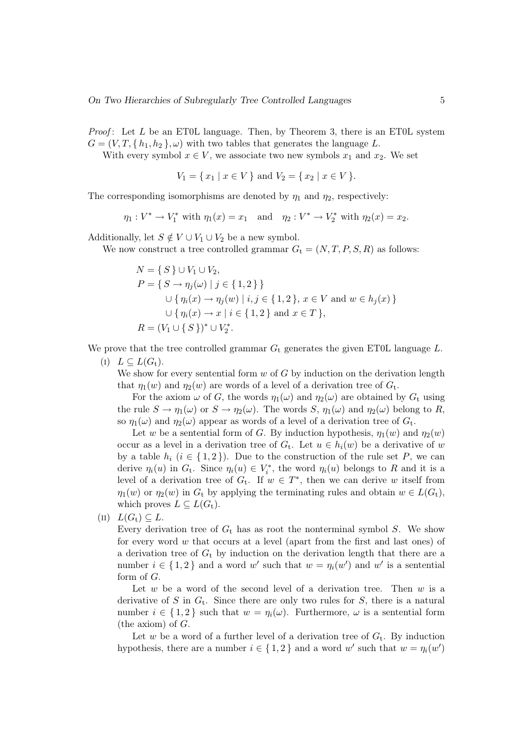*Proof*: Let $L$ be an ET0L language. Then, by Theorem 3, there is an ET0L system $G = (V, T, \{ h_1, h_2 \}, \omega)$ with two tables that generates the language $L$.

With every symbol $x \in V$, we associate two new symbols $x_1$ and $x_2$. We set

$$V_1 = \{ x_1 \mid x \in V \} \text{ and } V_2 = \{ x_2 \mid x \in V \}.$$

The corresponding isomorphisms are denoted by $\eta_1$ and $\eta_2$, respectively:

$$\eta_1 : V^* \to V_1^* \text{ with } \eta_1(x) = x_1 \quad \text{and} \quad \eta_2 : V^* \to V_2^* \text{ with } \eta_2(x) = x_2.$$

Additionally, let $S \notin V \cup V_1 \cup V_2$ be a new symbol.

We now construct a tree controlled grammar $G_\text{t} = (N, T, P, S, R)$ as follows:

$$\begin{aligned}
N &= \{ S \} \cup V_1 \cup V_2, \\
P &= \{ S \to \eta_j(\omega) \mid j \in \{ 1, 2 \} \} \\
&\quad \cup \{ \eta_i(x) \to \eta_j(w) \mid i, j \in \{ 1, 2 \},\ x \in V \text{ and } w \in h_j(x) \} \\
&\quad \cup \{ \eta_i(x) \to x \mid i \in \{ 1, 2 \} \text{ and } x \in T \}, \\
R &= (V_1 \cup \{ S \})^* \cup V_2^*.
\end{aligned}$$

We prove that the tree controlled grammar $G_\text{t}$ generates the given ET0L language $L$.

(I) $L \subseteq L(G_\text{t})$.

We show for every sentential form $w$ of $G$ by induction on the derivation length that $\eta_1(w)$ and $\eta_2(w)$ are words of a level of a derivation tree of $G_\text{t}$.

For the axiom $\omega$ of $G$, the words $\eta_1(\omega)$ and $\eta_2(\omega)$ are obtained by $G_\text{t}$ using the rule $S \to \eta_1(\omega)$ or $S \to \eta_2(\omega)$. The words $S$, $\eta_1(\omega)$ and $\eta_2(\omega)$ belong to $R$, so $\eta_1(\omega)$ and $\eta_2(\omega)$ appear as words of a level of a derivation tree of $G_\text{t}$.

Let $w$ be a sentential form of $G$. By induction hypothesis, $\eta_1(w)$ and $\eta_2(w)$ occur as a level in a derivation tree of $G_\text{t}$. Let $u \in h_i(w)$ be a derivative of $w$ by a table $h_i$ ($i \in \{ 1, 2 \}$). Due to the construction of the rule set $P$, we can derive $\eta_i(u)$ in $G_\text{t}$. Since $\eta_i(u) \in V_i^*$, the word $\eta_i(u)$ belongs to $R$ and it is a level of a derivation tree of $G_\text{t}$. If $w \in T^*$, then we can derive $w$ itself from $\eta_1(w)$ or $\eta_2(w)$ in $G_\text{t}$ by applying the terminating rules and obtain $w \in L(G_\text{t})$, which proves $L \subseteq L(G_\text{t})$.

(II) $L(G_\text{t}) \subseteq L$.

Every derivation tree of $G_\text{t}$ has as root the nonterminal symbol $S$. We show for every word $w$ that occurs at a level (apart from the first and last ones) of a derivation tree of $G_\text{t}$ by induction on the derivation length that there are a number $i \in \{ 1, 2 \}$ and a word $w'$ such that $w = \eta_i(w')$ and $w'$ is a sentential form of $G$.

Let $w$ be a word of the second level of a derivation tree. Then $w$ is a derivative of $S$ in $G_\text{t}$. Since there are only two rules for $S$, there is a natural number $i \in \{ 1, 2 \}$ such that $w = \eta_i(\omega)$. Furthermore, $\omega$ is a sentential form (the axiom) of $G$.

Let $w$ be a word of a further level of a derivation tree of $G_\text{t}$. By induction hypothesis, there are a number $i \in \{ 1, 2 \}$ and a word $w'$ such that $w = \eta_i(w')$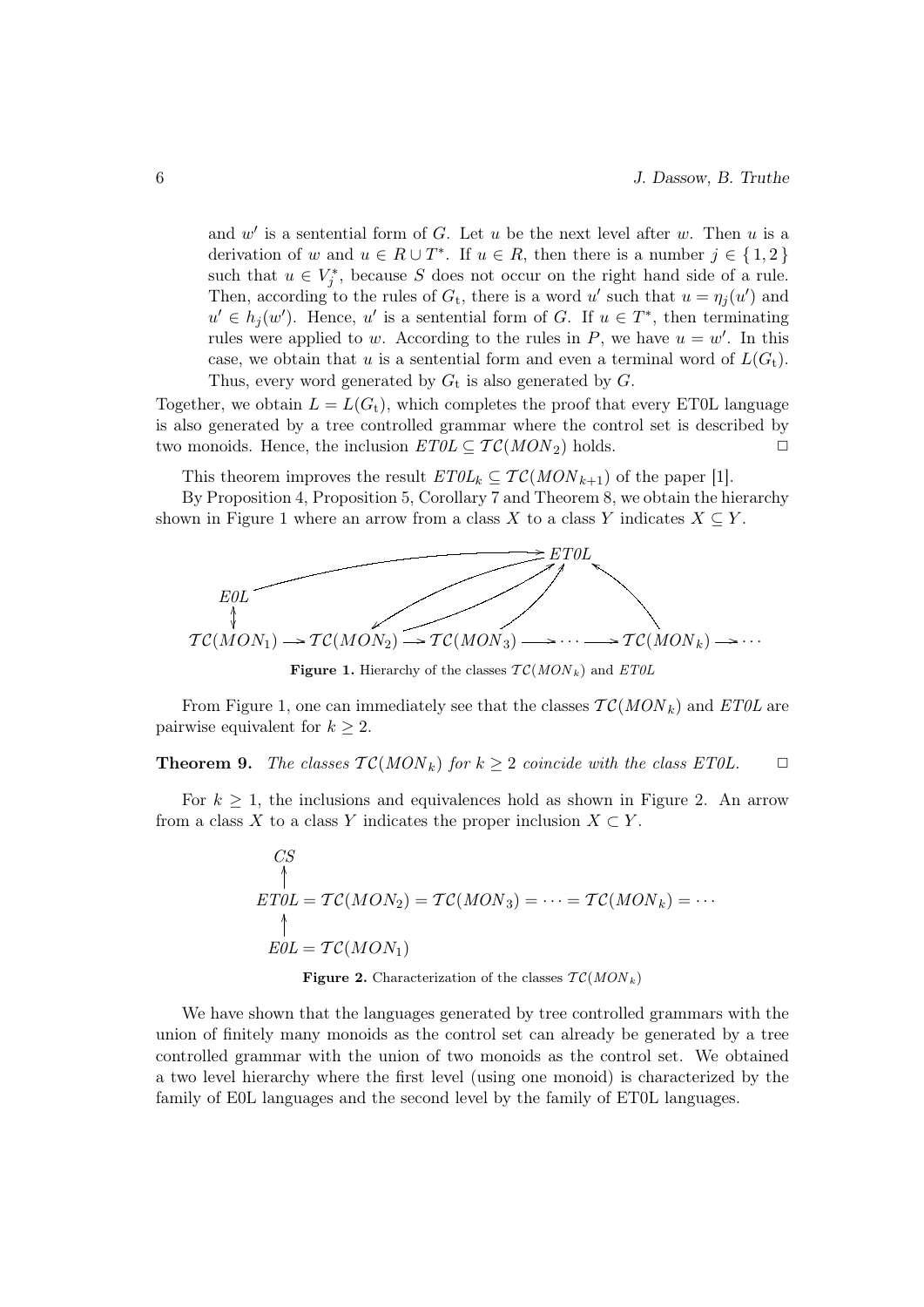and $w'$ is a sentential form of $G$. Let $u$ be the next level after $w$. Then $u$ is a derivation of $w$ and $u \in R \cup T^*$. If $u \in R$, then there is a number $j \in \{1, 2\}$ such that $u \in V_j^*$, because $S$ does not occur on the right hand side of a rule. Then, according to the rules of $G_t$, there is a word $u'$ such that $u = \eta_j(u')$ and $u' \in h_j(w')$. Hence, $u'$ is a sentential form of $G$. If $u \in T^*$, then terminating rules were applied to $w$. According to the rules in $P$, we have $u = w'$. In this case, we obtain that $u$ is a sentential form and even a terminal word of $L(G_t)$. Thus, every word generated by $G_t$ is also generated by $G$.

Together, we obtain $L = L(G_t)$, which completes the proof that every ET0L language is also generated by a tree controlled grammar where the control set is described by two monoids. Hence, the inclusion $ET0L \subseteq \mathcal{TC}(MON_2)$ holds. $\square$

This theorem improves the result $ET0L_k \subseteq \mathcal{TC}(MON_{k+1})$ of the paper [1].

By Proposition 4, Proposition 5, Corollary 7 and Theorem 8, we obtain the hierarchy shown in Figure 1 where an arrow from a class $X$ to a class $Y$ indicates $X \subseteq Y$.

$$
\begin{array}{c}
E0L \rightarrow ET0L \\
E0L \leftrightarrow \mathcal{TC}(MON_1) \\
\mathcal{TC}(MON_1) \rightarrow \mathcal{TC}(MON_2) \rightarrow \mathcal{TC}(MON_3) \rightarrow \cdots \rightarrow \mathcal{TC}(MON_k) \rightarrow \cdots \\
ET0L \rightarrow \mathcal{TC}(MON_2), \quad \mathcal{TC}(MON_k) \rightarrow ET0L \ (k \geq 2)
\end{array}
$$

**Figure 1.** Hierarchy of the classes $\mathcal{TC}(MON_k)$ and $ET0L$

From Figure 1, one can immediately see that the classes $\mathcal{TC}(MON_k)$ and $ET0L$ are pairwise equivalent for $k \geq 2$.

**Theorem 9.** *The classes $\mathcal{TC}(MON_k)$ for $k \geq 2$ coincide with the class ET0L.* $\square$

For $k \geq 1$, the inclusions and equivalences hold as shown in Figure 2. An arrow from a class $X$ to a class $Y$ indicates the proper inclusion $X \subset Y$.

$$
\begin{array}{l}
CS \\
\uparrow \\
ET0L = \mathcal{TC}(MON_2) = \mathcal{TC}(MON_3) = \cdots = \mathcal{TC}(MON_k) = \cdots \\
\uparrow \\
E0L = \mathcal{TC}(MON_1)
\end{array}
$$

**Figure 2.** Characterization of the classes $\mathcal{TC}(MON_k)$

We have shown that the languages generated by tree controlled grammars with the union of finitely many monoids as the control set can already be generated by a tree controlled grammar with the union of two monoids as the control set. We obtained a two level hierarchy where the first level (using one monoid) is characterized by the family of E0L languages and the second level by the family of ET0L languages.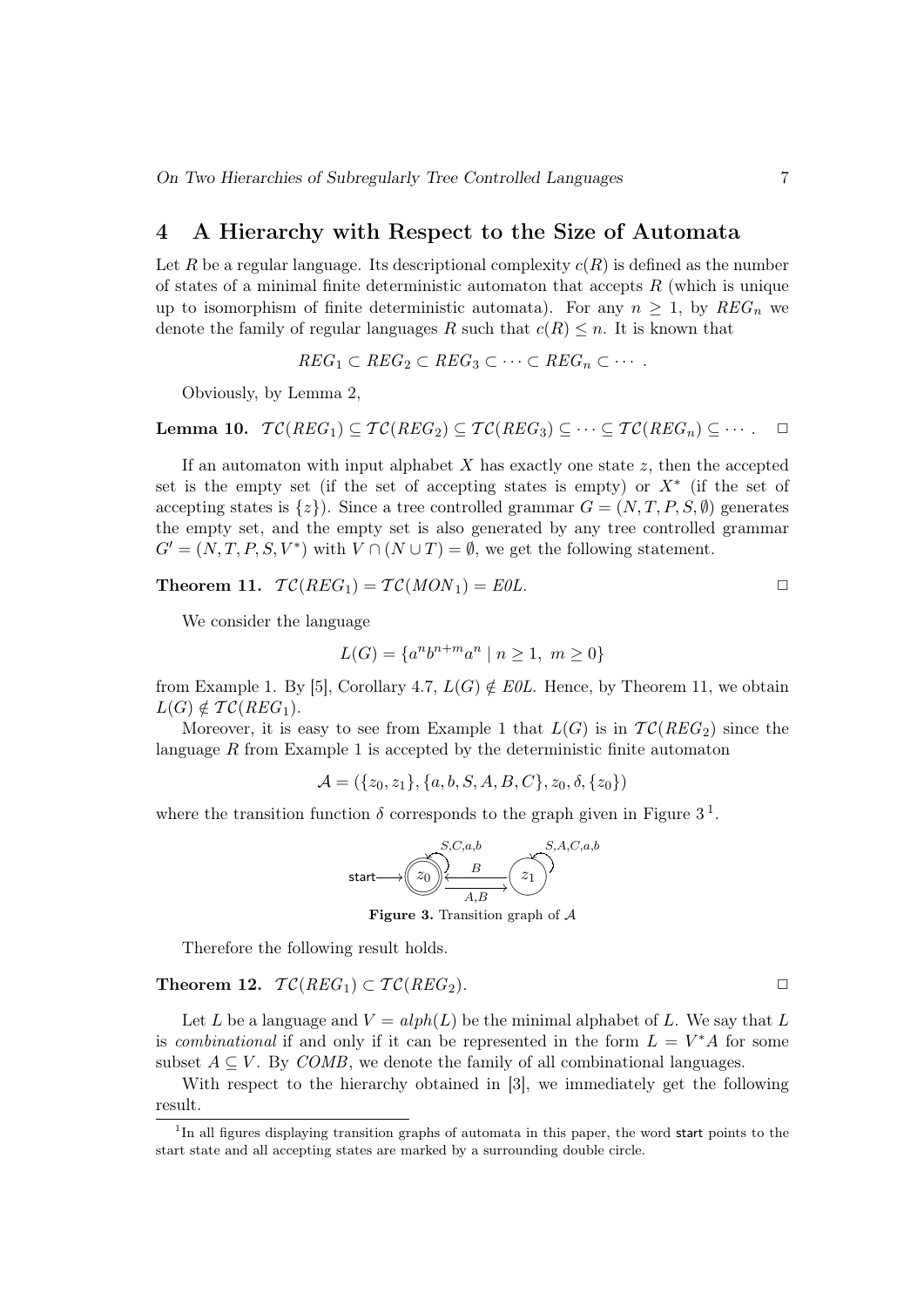## 4 A Hierarchy with Respect to the Size of Automata

Let $R$ be a regular language. Its descriptional complexity $c(R)$ is defined as the number of states of a minimal finite deterministic automaton that accepts $R$ (which is unique up to isomorphism of finite deterministic automata). For any $n \geq 1$, by $REG_n$ we denote the family of regular languages $R$ such that $c(R) \leq n$. It is known that

$$REG_1 \subset REG_2 \subset REG_3 \subset \cdots \subset REG_n \subset \cdots .$$

Obviously, by Lemma 2,

**Lemma 10.** $\mathcal{TC}(REG_1) \subseteq \mathcal{TC}(REG_2) \subseteq \mathcal{TC}(REG_3) \subseteq \cdots \subseteq \mathcal{TC}(REG_n) \subseteq \cdots .$ $\square$

If an automaton with input alphabet $X$ has exactly one state $z$, then the accepted set is the empty set (if the set of accepting states is empty) or $X^*$ (if the set of accepting states is $\{z\}$). Since a tree controlled grammar $G = (N, T, P, S, \emptyset)$ generates the empty set, and the empty set is also generated by any tree controlled grammar $G' = (N, T, P, S, V^*)$ with $V \cap (N \cup T) = \emptyset$, we get the following statement.

**Theorem 11.** $\mathcal{TC}(REG_1) = \mathcal{TC}(MON_1) = E0L.$ $\square$

We consider the language

$$L(G) = \{a^n b^{n+m} a^n \mid n \geq 1,\ m \geq 0\}$$

from Example 1. By [5], Corollary 4.7, $L(G) \notin E0L$. Hence, by Theorem 11, we obtain $L(G) \notin \mathcal{TC}(REG_1)$.

Moreover, it is easy to see from Example 1 that $L(G)$ is in $\mathcal{TC}(REG_2)$ since the language $R$ from Example 1 is accepted by the deterministic finite automaton

$$\mathcal{A} = (\{z_0, z_1\}, \{a, b, S, A, B, C\}, z_0, \delta, \{z_0\})$$

where the transition function $\delta$ corresponds to the graph given in Figure 3 [1].

**Figure 3.** Transition graph of $\mathcal{A}$

Therefore the following result holds.

**Theorem 12.** $\mathcal{TC}(REG_1) \subset \mathcal{TC}(REG_2).$ $\square$

Let $L$ be a language and $V = alph(L)$ be the minimal alphabet of $L$. We say that $L$ is *combinational* if and only if it can be represented in the form $L = V^*A$ for some subset $A \subseteq V$. By $COMB$, we denote the family of all combinational languages.

With respect to the hierarchy obtained in [3], we immediately get the following result.

[1] In all figures displaying transition graphs of automata in this paper, the word start points to the start state and all accepting states are marked by a surrounding double circle.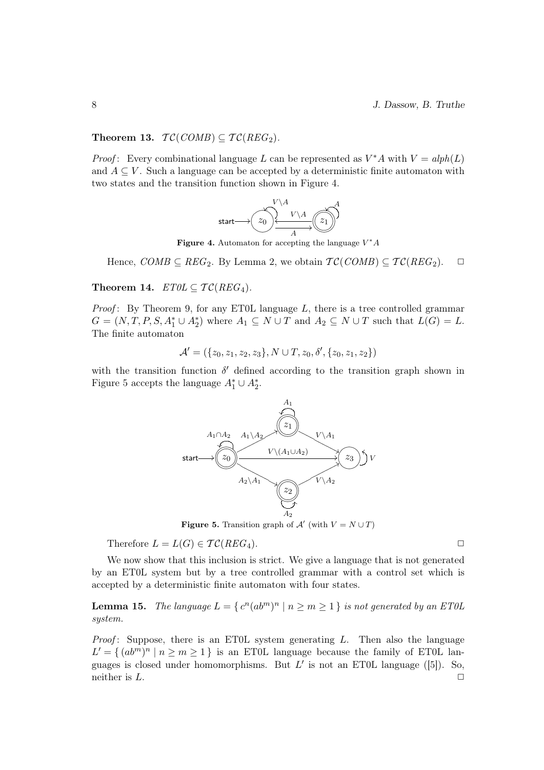**Theorem 13.** $\mathcal{TC}(COMB) \subseteq \mathcal{TC}(REG_2)$.

*Proof*: Every combinational language $L$ can be represented as $V^*A$ with $V = alph(L)$ and $A \subseteq V$. Such a language can be accepted by a deterministic finite automaton with two states and the transition function shown in Figure 4.

**Figure 4.** Automaton for accepting the language $V^*A$

Hence, $COMB \subseteq REG_2$. By Lemma 2, we obtain $\mathcal{TC}(COMB) \subseteq \mathcal{TC}(REG_2)$. $\square$

**Theorem 14.** $ET0L \subseteq \mathcal{TC}(REG_4)$.

*Proof*: By Theorem 9, for any ET0L language $L$, there is a tree controlled grammar $G = (N, T, P, S, A_1^* \cup A_2^*)$ where $A_1 \subseteq N \cup T$ and $A_2 \subseteq N \cup T$ such that $L(G) = L$. The finite automaton

$$\mathcal{A}' = (\{z_0, z_1, z_2, z_3\}, N \cup T, z_0, \delta', \{z_0, z_1, z_2\})$$

with the transition function $\delta'$ defined according to the transition graph shown in Figure 5 accepts the language $A_1^* \cup A_2^*$.

**Figure 5.** Transition graph of $\mathcal{A}'$ (with $V = N \cup T$)

Therefore $L = L(G) \in \mathcal{TC}(REG_4)$. $\square$

We now show that this inclusion is strict. We give a language that is not generated by an ET0L system but by a tree controlled grammar with a control set which is accepted by a deterministic finite automaton with four states.

**Lemma 15.** *The language $L = \{ c^n(ab^m)^n \mid n \geq m \geq 1 \}$ is not generated by an ET0L system.*

*Proof*: Suppose, there is an ET0L system generating $L$. Then also the language $L' = \{ (ab^m)^n \mid n \geq m \geq 1 \}$ is an ET0L language because the family of ET0L languages is closed under homomorphisms. But $L'$ is not an ET0L language ([5]). So, neither is $L$. $\square$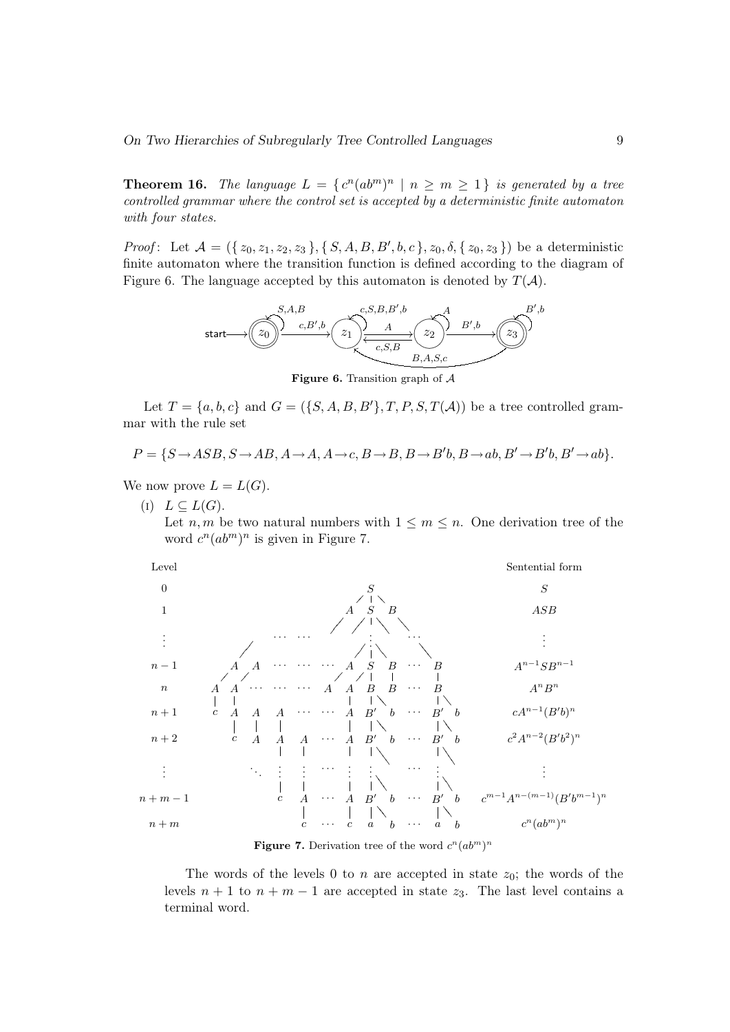**Theorem 16.** *The language $L = \{ c^n(ab^m)^n \mid n \geq m \geq 1 \}$ is generated by a tree controlled grammar where the control set is accepted by a deterministic finite automaton with four states.*

*Proof*: Let $\mathcal{A} = (\{ z_0, z_1, z_2, z_3 \}, \{ S, A, B, B', b, c \}, z_0, \delta, \{ z_0, z_3 \})$ be a deterministic finite automaton where the transition function is defined according to the diagram of Figure 6. The language accepted by this automaton is denoted by $T(\mathcal{A})$.

**Figure 6.** Transition graph of $\mathcal{A}$

Let $T = \{a, b, c\}$ and $G = (\{S, A, B, B'\}, T, P, S, T(\mathcal{A}))$ be a tree controlled grammar with the rule set

$$P = \{S \to ASB, S \to AB, A \to A, A \to c, B \to B, B \to B'b, B \to ab, B' \to B'b, B' \to ab\}.$$

We now prove $L = L(G)$.

(I) $L \subseteq L(G)$.
Let $n, m$ be two natural numbers with $1 \leq m \leq n$. One derivation tree of the word $c^n(ab^m)^n$ is given in Figure 7.

| Level | Sentential form |
|---|---|
| $0$ | $S$ |
| $1$ | $ASB$ |
| $\vdots$ | $\vdots$ |
| $n-1$ | $A^{n-1}SB^{n-1}$ |
| $n$ | $A^nB^n$ |
| $n+1$ | $cA^{n-1}(B'b)^n$ |
| $n+2$ | $c^2A^{n-2}(B'b^2)^n$ |
| $\vdots$ | $\vdots$ |
| $n+m-1$ | $c^{m-1}A^{n-(m-1)}(B'b^{m-1})^n$ |
| $n+m$ | $c^n(ab^m)^n$ |

**Figure 7.** Derivation tree of the word $c^n(ab^m)^n$

The words of the levels 0 to $n$ are accepted in state $z_0$; the words of the levels $n+1$ to $n+m-1$ are accepted in state $z_3$. The last level contains a terminal word.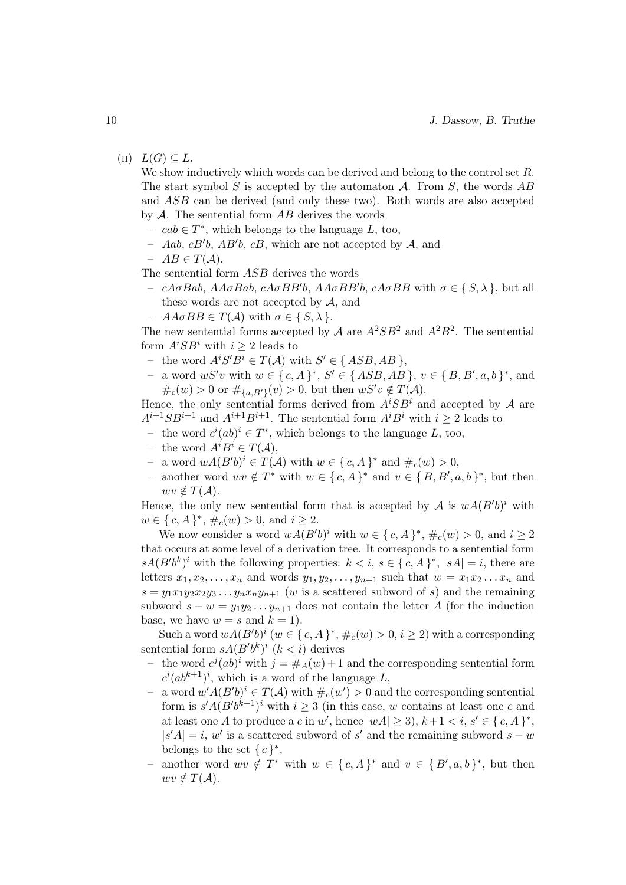(II) $L(G) \subseteq L$.

We show inductively which words can be derived and belong to the control set $R$. The start symbol $S$ is accepted by the automaton $\mathcal{A}$. From $S$, the words $AB$ and $ASB$ can be derived (and only these two). Both words are also accepted by $\mathcal{A}$. The sentential form $AB$ derives the words

- $cab \in T^*$, which belongs to the language $L$, too,
- $Aab$, $cB'b$, $AB'b$, $cB$, which are not accepted by $\mathcal{A}$, and
- $AB \in T(\mathcal{A})$.

The sentential form $ASB$ derives the words

- $cA\sigma Bab$, $AA\sigma Bab$, $cA\sigma BB'b$, $AA\sigma BB'b$, $cA\sigma BB$ with $\sigma \in \{S, \lambda\}$, but all these words are not accepted by $\mathcal{A}$, and
- $AA\sigma BB \in T(\mathcal{A})$ with $\sigma \in \{S, \lambda\}$.

The new sentential forms accepted by $\mathcal{A}$ are $A^2SB^2$ and $A^2B^2$. The sentential form $A^iSB^i$ with $i \geq 2$ leads to

- the word $A^iS'B^i \in T(\mathcal{A})$ with $S' \in \{ASB, AB\}$,
- a word $wS'v$ with $w \in \{c, A\}^*$, $S' \in \{ASB, AB\}$, $v \in \{B, B', a, b\}^*$, and $\#_c(w) > 0$ or $\#_{\{a,B'\}}(v) > 0$, but then $wS'v \notin T(\mathcal{A})$.

Hence, the only sentential forms derived from $A^iSB^i$ and accepted by $\mathcal{A}$ are $A^{i+1}SB^{i+1}$ and $A^{i+1}B^{i+1}$. The sentential form $A^iB^i$ with $i \geq 2$ leads to

- the word $c^i(ab)^i \in T^*$, which belongs to the language $L$, too,
- the word $A^iB^i \in T(\mathcal{A})$,
- a word $wA(B'b)^i \in T(\mathcal{A})$ with $w \in \{c, A\}^*$ and $\#_c(w) > 0$,
- another word $wv \notin T^*$ with $w \in \{c, A\}^*$ and $v \in \{B, B', a, b\}^*$, but then $wv \notin T(\mathcal{A})$.

Hence, the only new sentential form that is accepted by $\mathcal{A}$ is $wA(B'b)^i$ with $w \in \{c, A\}^*$, $\#_c(w) > 0$, and $i \geq 2$.

We now consider a word $wA(B'b)^i$ with $w \in \{c, A\}^*$, $\#_c(w) > 0$, and $i \geq 2$ that occurs at some level of a derivation tree. It corresponds to a sentential form $sA(B'b^k)^i$ with the following properties: $k < i$, $s \in \{c, A\}^*$, $|sA| = i$, there are letters $x_1, x_2, \ldots, x_n$ and words $y_1, y_2, \ldots, y_{n+1}$ such that $w = x_1x_2 \ldots x_n$ and $s = y_1x_1y_2x_2y_3 \ldots y_nx_ny_{n+1}$ ($w$ is a scattered subword of $s$) and the remaining subword $s - w = y_1y_2 \ldots y_{n+1}$ does not contain the letter $A$ (for the induction base, we have $w = s$ and $k = 1$).

Such a word $wA(B'b)^i$ ($w \in \{c, A\}^*$, $\#_c(w) > 0$, $i \geq 2$) with a corresponding sentential form $sA(B'b^k)^i$ ($k < i$) derives

- the word $c^j(ab)^i$ with $j = \#_A(w) + 1$ and the corresponding sentential form $c^i(ab^{k+1})^i$, which is a word of the language $L$,
- a word $w'A(B'b)^i \in T(\mathcal{A})$ with $\#_c(w') > 0$ and the corresponding sentential form is $s'A(B'b^{k+1})^i$ with $i \geq 3$ (in this case, $w$ contains at least one $c$ and at least one $A$ to produce a $c$ in $w'$, hence $|wA| \geq 3$), $k+1 < i$, $s' \in \{c, A\}^*$, $|s'A| = i$, $w'$ is a scattered subword of $s'$ and the remaining subword $s - w$ belongs to the set $\{c\}^*$,
- another word $wv \notin T^*$ with $w \in \{c, A\}^*$ and $v \in \{B', a, b\}^*$, but then $wv \notin T(\mathcal{A})$.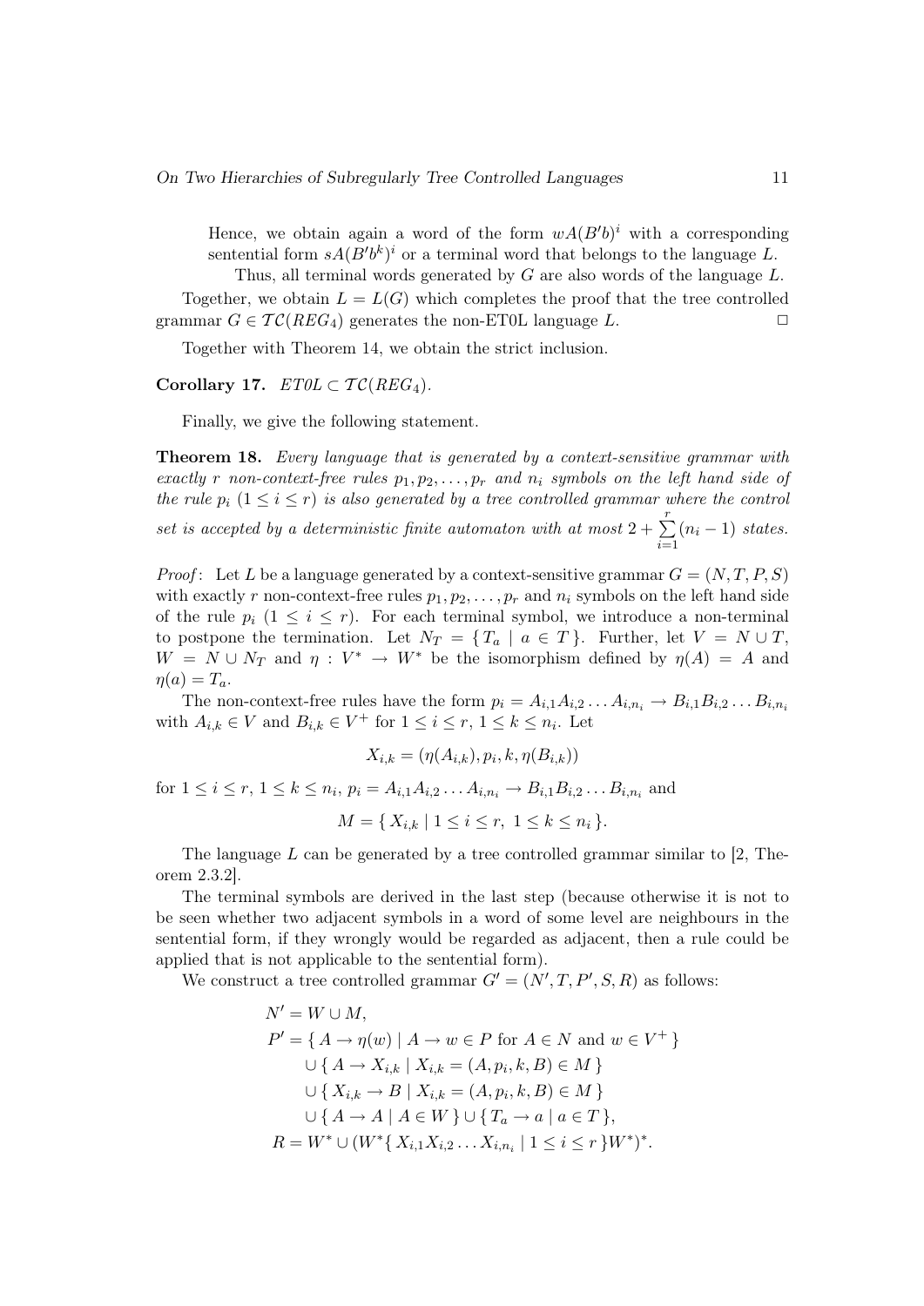Hence, we obtain again a word of the form $wA(B'b)^i$ with a corresponding sentential form $sA(B'b^k)^i$ or a terminal word that belongs to the language $L$.

Thus, all terminal words generated by $G$ are also words of the language $L$.

Together, we obtain $L = L(G)$ which completes the proof that the tree controlled grammar $G \in \mathcal{TC}(REG_4)$ generates the non-ET0L language $L$. □

Together with Theorem 14, we obtain the strict inclusion.

**Corollary 17.** *$ET0L \subset \mathcal{TC}(REG_4)$.*

Finally, we give the following statement.

**Theorem 18.** *Every language that is generated by a context-sensitive grammar with exactly $r$ non-context-free rules $p_1, p_2, \ldots, p_r$ and $n_i$ symbols on the left hand side of the rule $p_i$ $(1 \leq i \leq r)$ is also generated by a tree controlled grammar where the control set is accepted by a deterministic finite automaton with at most $2 + \sum_{i=1}^{r}(n_i - 1)$ states.*

*Proof*: Let $L$ be a language generated by a context-sensitive grammar $G = (N, T, P, S)$ with exactly $r$ non-context-free rules $p_1, p_2, \ldots, p_r$ and $n_i$ symbols on the left hand side of the rule $p_i$ $(1 \leq i \leq r)$. For each terminal symbol, we introduce a non-terminal to postpone the termination. Let $N_T = \{ T_a \mid a \in T \}$. Further, let $V = N \cup T$, $W = N \cup N_T$ and $\eta : V^* \to W^*$ be the isomorphism defined by $\eta(A) = A$ and $\eta(a) = T_a$.

The non-context-free rules have the form $p_i = A_{i,1}A_{i,2}\ldots A_{i,n_i} \to B_{i,1}B_{i,2}\ldots B_{i,n_i}$ with $A_{i,k} \in V$ and $B_{i,k} \in V^+$ for $1 \leq i \leq r$, $1 \leq k \leq n_i$. Let

$$X_{i,k} = (\eta(A_{i,k}), p_i, k, \eta(B_{i,k}))$$

for $1 \leq i \leq r$, $1 \leq k \leq n_i$, $p_i = A_{i,1}A_{i,2}\ldots A_{i,n_i} \to B_{i,1}B_{i,2}\ldots B_{i,n_i}$ and

$$M = \{ X_{i,k} \mid 1 \leq i \leq r,\ 1 \leq k \leq n_i \}.$$

The language $L$ can be generated by a tree controlled grammar similar to [2, Theorem 2.3.2].

The terminal symbols are derived in the last step (because otherwise it is not to be seen whether two adjacent symbols in a word of some level are neighbours in the sentential form, if they wrongly would be regarded as adjacent, then a rule could be applied that is not applicable to the sentential form).

We construct a tree controlled grammar $G' = (N', T, P', S, R)$ as follows:

$$\begin{aligned}
N' &= W \cup M, \\
P' &= \{ A \to \eta(w) \mid A \to w \in P \text{ for } A \in N \text{ and } w \in V^+ \} \\
&\quad \cup \{ A \to X_{i,k} \mid X_{i,k} = (A, p_i, k, B) \in M \} \\
&\quad \cup \{ X_{i,k} \to B \mid X_{i,k} = (A, p_i, k, B) \in M \} \\
&\quad \cup \{ A \to A \mid A \in W \} \cup \{ T_a \to a \mid a \in T \}, \\
R &= W^* \cup (W^* \{ X_{i,1}X_{i,2}\ldots X_{i,n_i} \mid 1 \leq i \leq r \} W^*)^*.
\end{aligned}$$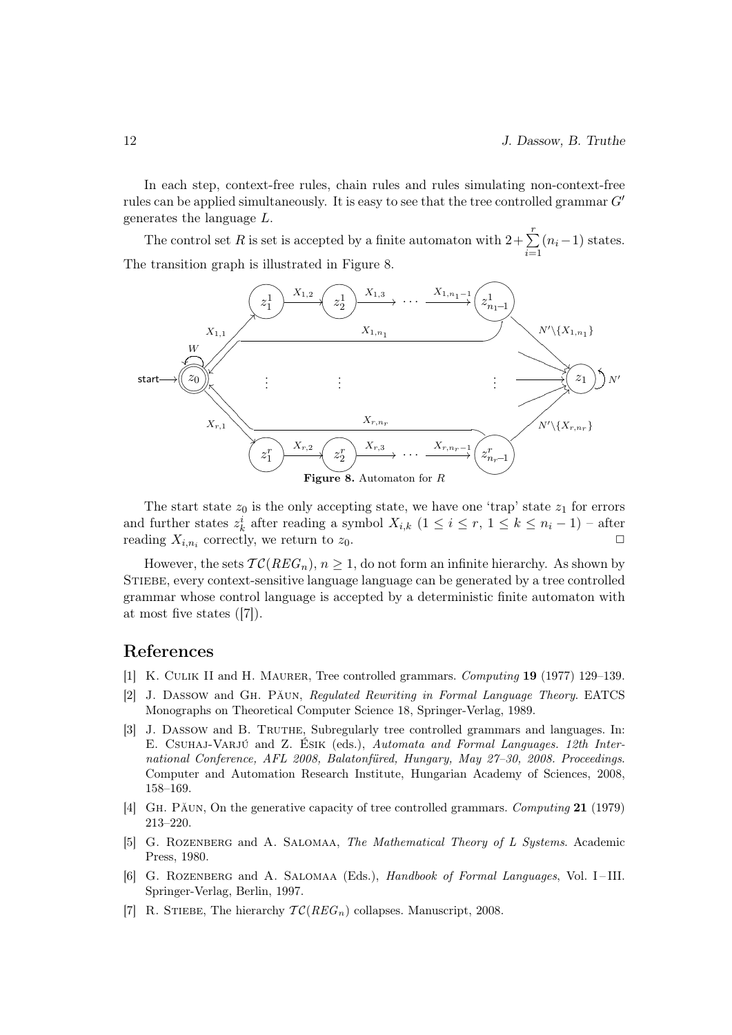In each step, context-free rules, chain rules and rules simulating non-context-free rules can be applied simultaneously. It is easy to see that the tree controlled grammar $G'$ generates the language $L$.

The control set $R$ is set is accepted by a finite automaton with $2+\sum_{i=1}^{r}(n_i-1)$ states. The transition graph is illustrated in Figure 8.

start
$z_0$
$W$
$X_{1,1}$
$z_1^1$
$X_{1,2}$
$z_2^1$
$X_{1,3}$
$\cdots$
$X_{1,n_1-1}$
$z_{n_1-1}^1$
$X_{1,n_1}$
$N'\backslash\{X_{1,n_1}\}$
$\vdots$
$z_1$
$N'$
$X_{r,1}$
$X_{r,n_r}$
$N'\backslash\{X_{r,n_r}\}$
$z_1^r$
$X_{r,2}$
$z_2^r$
$X_{r,3}$
$X_{r,n_r-1}$
$z_{n_r-1}^r$

**Figure 8.** Automaton for $R$

The start state $z_0$ is the only accepting state, we have one 'trap' state $z_1$ for errors and further states $z_k^i$ after reading a symbol $X_{i,k}$ $(1 \leq i \leq r,\ 1 \leq k \leq n_i - 1)$ – after reading $X_{i,n_i}$ correctly, we return to $z_0$. □

However, the sets $\mathcal{TC}(REG_n)$, $n \geq 1$, do not form an infinite hierarchy. As shown by Stiebe, every context-sensitive language language can be generated by a tree controlled grammar whose control language is accepted by a deterministic finite automaton with at most five states ([7]).

# References

[1] K. Culik II and H. Maurer, Tree controlled grammars. *Computing* **19** (1977) 129–139.

[2] J. Dassow and Gh. Păun, *Regulated Rewriting in Formal Language Theory*. EATCS Monographs on Theoretical Computer Science 18, Springer-Verlag, 1989.

[3] J. Dassow and B. Truthe, Subregularly tree controlled grammars and languages. In: E. Csuhaj-Varjú and Z. Ésik (eds.), *Automata and Formal Languages. 12th International Conference, AFL 2008, Balatonfüred, Hungary, May 27–30, 2008. Proceedings*. Computer and Automation Research Institute, Hungarian Academy of Sciences, 2008, 158–169.

[4] Gh. Păun, On the generative capacity of tree controlled grammars. *Computing* **21** (1979) 213–220.

[5] G. Rozenberg and A. Salomaa, *The Mathematical Theory of L Systems*. Academic Press, 1980.

[6] G. Rozenberg and A. Salomaa (Eds.), *Handbook of Formal Languages*, Vol. I – III. Springer-Verlag, Berlin, 1997.

[7] R. Stiebe, The hierarchy $\mathcal{TC}(REG_n)$ collapses. Manuscript, 2008.